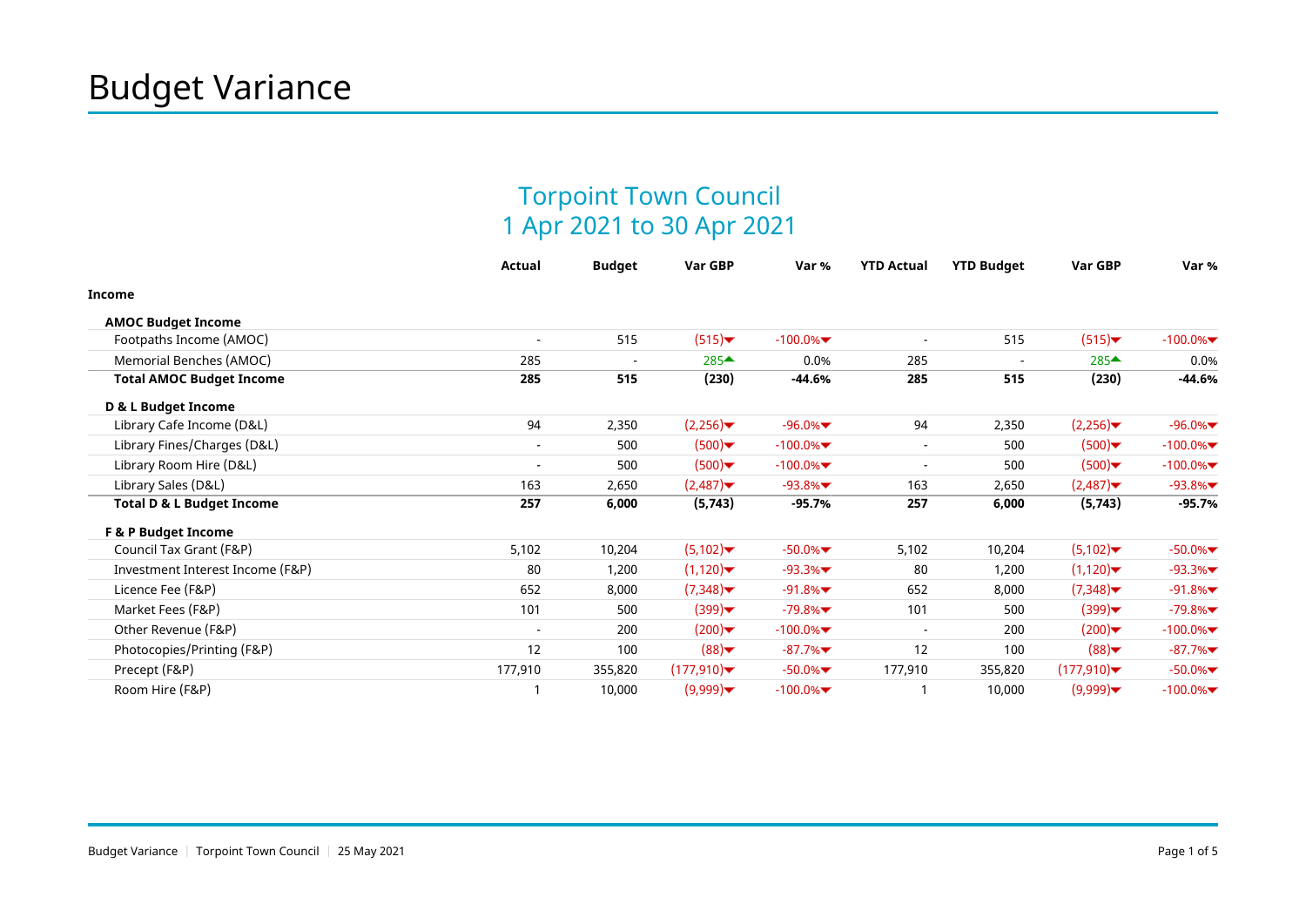# Budget Variance

## Torpoint Town Council
## 1 Apr 2021 to 30 Apr 2021

| | Actual | Budget | Var GBP | Var % | YTD Actual | YTD Budget | Var GBP | Var % |
|---|---|---|---|---|---|---|---|---|
| **Income** | | | | | | | | |
| **AMOC Budget Income** | | | | | | | | |
| Footpaths Income (AMOC) | - | 515 | (515)▼ | -100.0%▼ | - | 515 | (515)▼ | -100.0%▼ |
| Memorial Benches (AMOC) | 285 | - | 285▲ | 0.0% | 285 | - | 285▲ | 0.0% |
| **Total AMOC Budget Income** | **285** | **515** | **(230)** | **-44.6%** | **285** | **515** | **(230)** | **-44.6%** |
| **D & L Budget Income** | | | | | | | | |
| Library Cafe Income (D&L) | 94 | 2,350 | (2,256)▼ | -96.0%▼ | 94 | 2,350 | (2,256)▼ | -96.0%▼ |
| Library Fines/Charges (D&L) | - | 500 | (500)▼ | -100.0%▼ | - | 500 | (500)▼ | -100.0%▼ |
| Library Room Hire (D&L) | - | 500 | (500)▼ | -100.0%▼ | - | 500 | (500)▼ | -100.0%▼ |
| Library Sales (D&L) | 163 | 2,650 | (2,487)▼ | -93.8%▼ | 163 | 2,650 | (2,487)▼ | -93.8%▼ |
| **Total D & L Budget Income** | **257** | **6,000** | **(5,743)** | **-95.7%** | **257** | **6,000** | **(5,743)** | **-95.7%** |
| **F & P Budget Income** | | | | | | | | |
| Council Tax Grant (F&P) | 5,102 | 10,204 | (5,102)▼ | -50.0%▼ | 5,102 | 10,204 | (5,102)▼ | -50.0%▼ |
| Investment Interest Income (F&P) | 80 | 1,200 | (1,120)▼ | -93.3%▼ | 80 | 1,200 | (1,120)▼ | -93.3%▼ |
| Licence Fee (F&P) | 652 | 8,000 | (7,348)▼ | -91.8%▼ | 652 | 8,000 | (7,348)▼ | -91.8%▼ |
| Market Fees (F&P) | 101 | 500 | (399)▼ | -79.8%▼ | 101 | 500 | (399)▼ | -79.8%▼ |
| Other Revenue (F&P) | - | 200 | (200)▼ | -100.0%▼ | - | 200 | (200)▼ | -100.0%▼ |
| Photocopies/Printing (F&P) | 12 | 100 | (88)▼ | -87.7%▼ | 12 | 100 | (88)▼ | -87.7%▼ |
| Precept (F&P) | 177,910 | 355,820 | (177,910)▼ | -50.0%▼ | 177,910 | 355,820 | (177,910)▼ | -50.0%▼ |
| Room Hire (F&P) | 1 | 10,000 | (9,999)▼ | -100.0%▼ | 1 | 10,000 | (9,999)▼ | -100.0%▼ |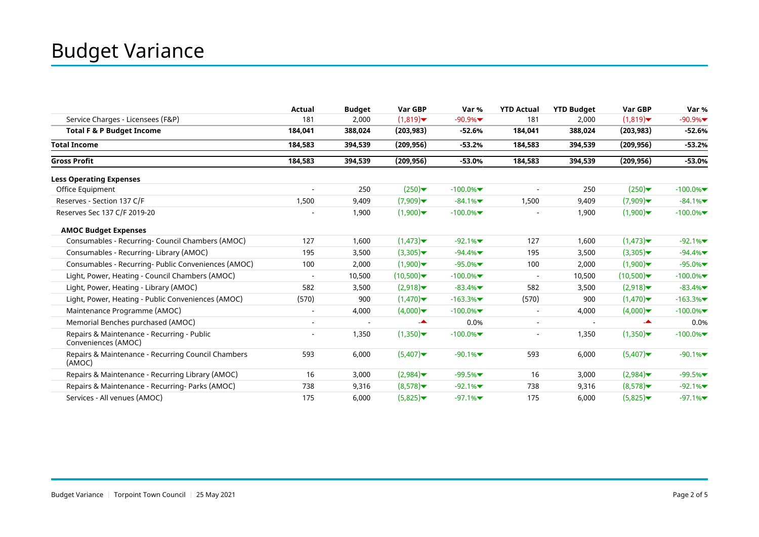# Budget Variance

| | Actual | Budget | Var GBP | Var % | YTD Actual | YTD Budget | Var GBP | Var % |
|---|---|---|---|---|---|---|---|---|
| Service Charges - Licensees (F&P) | 181 | 2,000 | (1,819)▼ | -90.9%▼ | 181 | 2,000 | (1,819)▼ | -90.9%▼ |
| **Total F & P Budget Income** | **184,041** | **388,024** | **(203,983)** | **-52.6%** | **184,041** | **388,024** | **(203,983)** | **-52.6%** |
| **Total Income** | **184,583** | **394,539** | **(209,956)** | **-53.2%** | **184,583** | **394,539** | **(209,956)** | **-53.2%** |
| **Gross Profit** | **184,583** | **394,539** | **(209,956)** | **-53.0%** | **184,583** | **394,539** | **(209,956)** | **-53.0%** |
| **Less Operating Expenses** | | | | | | | | |
| Office Equipment | - | 250 | (250)▼ | -100.0%▼ | - | 250 | (250)▼ | -100.0%▼ |
| Reserves - Section 137 C/F | 1,500 | 9,409 | (7,909)▼ | -84.1%▼ | 1,500 | 9,409 | (7,909)▼ | -84.1%▼ |
| Reserves Sec 137 C/F 2019-20 | - | 1,900 | (1,900)▼ | -100.0%▼ | - | 1,900 | (1,900)▼ | -100.0%▼ |
| **AMOC Budget Expenses** | | | | | | | | |
| Consumables - Recurring- Council Chambers (AMOC) | 127 | 1,600 | (1,473)▼ | -92.1%▼ | 127 | 1,600 | (1,473)▼ | -92.1%▼ |
| Consumables - Recurring- Library (AMOC) | 195 | 3,500 | (3,305)▼ | -94.4%▼ | 195 | 3,500 | (3,305)▼ | -94.4%▼ |
| Consumables - Recurring- Public Conveniences (AMOC) | 100 | 2,000 | (1,900)▼ | -95.0%▼ | 100 | 2,000 | (1,900)▼ | -95.0%▼ |
| Light, Power, Heating - Council Chambers (AMOC) | - | 10,500 | (10,500)▼ | -100.0%▼ | - | 10,500 | (10,500)▼ | -100.0%▼ |
| Light, Power, Heating - Library (AMOC) | 582 | 3,500 | (2,918)▼ | -83.4%▼ | 582 | 3,500 | (2,918)▼ | -83.4%▼ |
| Light, Power, Heating - Public Conveniences (AMOC) | (570) | 900 | (1,470)▼ | -163.3%▼ | (570) | 900 | (1,470)▼ | -163.3%▼ |
| Maintenance Programme (AMOC) | - | 4,000 | (4,000)▼ | -100.0%▼ | - | 4,000 | (4,000)▼ | -100.0%▼ |
| Memorial Benches purchased (AMOC) | - | - | -▲ | 0.0% | - | - | -▲ | 0.0% |
| Repairs & Maintenance - Recurring - Public Conveniences (AMOC) | - | 1,350 | (1,350)▼ | -100.0%▼ | - | 1,350 | (1,350)▼ | -100.0%▼ |
| Repairs & Maintenance - Recurring Council Chambers (AMOC) | 593 | 6,000 | (5,407)▼ | -90.1%▼ | 593 | 6,000 | (5,407)▼ | -90.1%▼ |
| Repairs & Maintenance - Recurring Library (AMOC) | 16 | 3,000 | (2,984)▼ | -99.5%▼ | 16 | 3,000 | (2,984)▼ | -99.5%▼ |
| Repairs & Maintenance - Recurring- Parks (AMOC) | 738 | 9,316 | (8,578)▼ | -92.1%▼ | 738 | 9,316 | (8,578)▼ | -92.1%▼ |
| Services - All venues (AMOC) | 175 | 6,000 | (5,825)▼ | -97.1%▼ | 175 | 6,000 | (5,825)▼ | -97.1%▼ |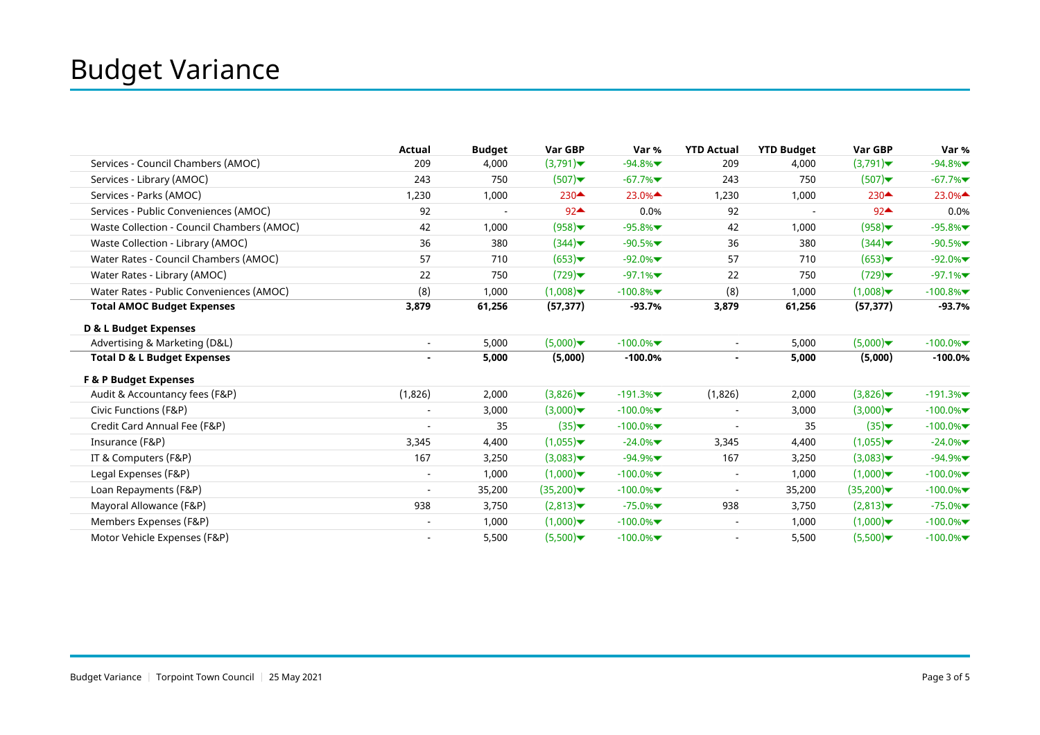# Budget Variance

| | Actual | Budget | Var GBP | Var % | YTD Actual | YTD Budget | Var GBP | Var % |
|---|---|---|---|---|---|---|---|---|
| Services - Council Chambers (AMOC) | 209 | 4,000 | (3,791)▼ | -94.8%▼ | 209 | 4,000 | (3,791)▼ | -94.8%▼ |
| Services - Library (AMOC) | 243 | 750 | (507)▼ | -67.7%▼ | 243 | 750 | (507)▼ | -67.7%▼ |
| Services - Parks (AMOC) | 1,230 | 1,000 | 230▲ | 23.0%▲ | 1,230 | 1,000 | 230▲ | 23.0%▲ |
| Services - Public Conveniences (AMOC) | 92 | - | 92▲ | 0.0% | 92 | - | 92▲ | 0.0% |
| Waste Collection - Council Chambers (AMOC) | 42 | 1,000 | (958)▼ | -95.8%▼ | 42 | 1,000 | (958)▼ | -95.8%▼ |
| Waste Collection - Library (AMOC) | 36 | 380 | (344)▼ | -90.5%▼ | 36 | 380 | (344)▼ | -90.5%▼ |
| Water Rates - Council Chambers (AMOC) | 57 | 710 | (653)▼ | -92.0%▼ | 57 | 710 | (653)▼ | -92.0%▼ |
| Water Rates - Library (AMOC) | 22 | 750 | (729)▼ | -97.1%▼ | 22 | 750 | (729)▼ | -97.1%▼ |
| Water Rates - Public Conveniences (AMOC) | (8) | 1,000 | (1,008)▼ | -100.8%▼ | (8) | 1,000 | (1,008)▼ | -100.8%▼ |
| **Total AMOC Budget Expenses** | **3,879** | **61,256** | **(57,377)** | **-93.7%** | **3,879** | **61,256** | **(57,377)** | **-93.7%** |
| **D & L Budget Expenses** | | | | | | | | |
| Advertising & Marketing (D&L) | - | 5,000 | (5,000)▼ | -100.0%▼ | - | 5,000 | (5,000)▼ | -100.0%▼ |
| **Total D & L Budget Expenses** | **-** | **5,000** | **(5,000)** | **-100.0%** | **-** | **5,000** | **(5,000)** | **-100.0%** |
| **F & P Budget Expenses** | | | | | | | | |
| Audit & Accountancy fees (F&P) | (1,826) | 2,000 | (3,826)▼ | -191.3%▼ | (1,826) | 2,000 | (3,826)▼ | -191.3%▼ |
| Civic Functions (F&P) | - | 3,000 | (3,000)▼ | -100.0%▼ | - | 3,000 | (3,000)▼ | -100.0%▼ |
| Credit Card Annual Fee (F&P) | - | 35 | (35)▼ | -100.0%▼ | - | 35 | (35)▼ | -100.0%▼ |
| Insurance (F&P) | 3,345 | 4,400 | (1,055)▼ | -24.0%▼ | 3,345 | 4,400 | (1,055)▼ | -24.0%▼ |
| IT & Computers (F&P) | 167 | 3,250 | (3,083)▼ | -94.9%▼ | 167 | 3,250 | (3,083)▼ | -94.9%▼ |
| Legal Expenses (F&P) | - | 1,000 | (1,000)▼ | -100.0%▼ | - | 1,000 | (1,000)▼ | -100.0%▼ |
| Loan Repayments (F&P) | - | 35,200 | (35,200)▼ | -100.0%▼ | - | 35,200 | (35,200)▼ | -100.0%▼ |
| Mayoral Allowance (F&P) | 938 | 3,750 | (2,813)▼ | -75.0%▼ | 938 | 3,750 | (2,813)▼ | -75.0%▼ |
| Members Expenses (F&P) | - | 1,000 | (1,000)▼ | -100.0%▼ | - | 1,000 | (1,000)▼ | -100.0%▼ |
| Motor Vehicle Expenses (F&P) | - | 5,500 | (5,500)▼ | -100.0%▼ | - | 5,500 | (5,500)▼ | -100.0%▼ |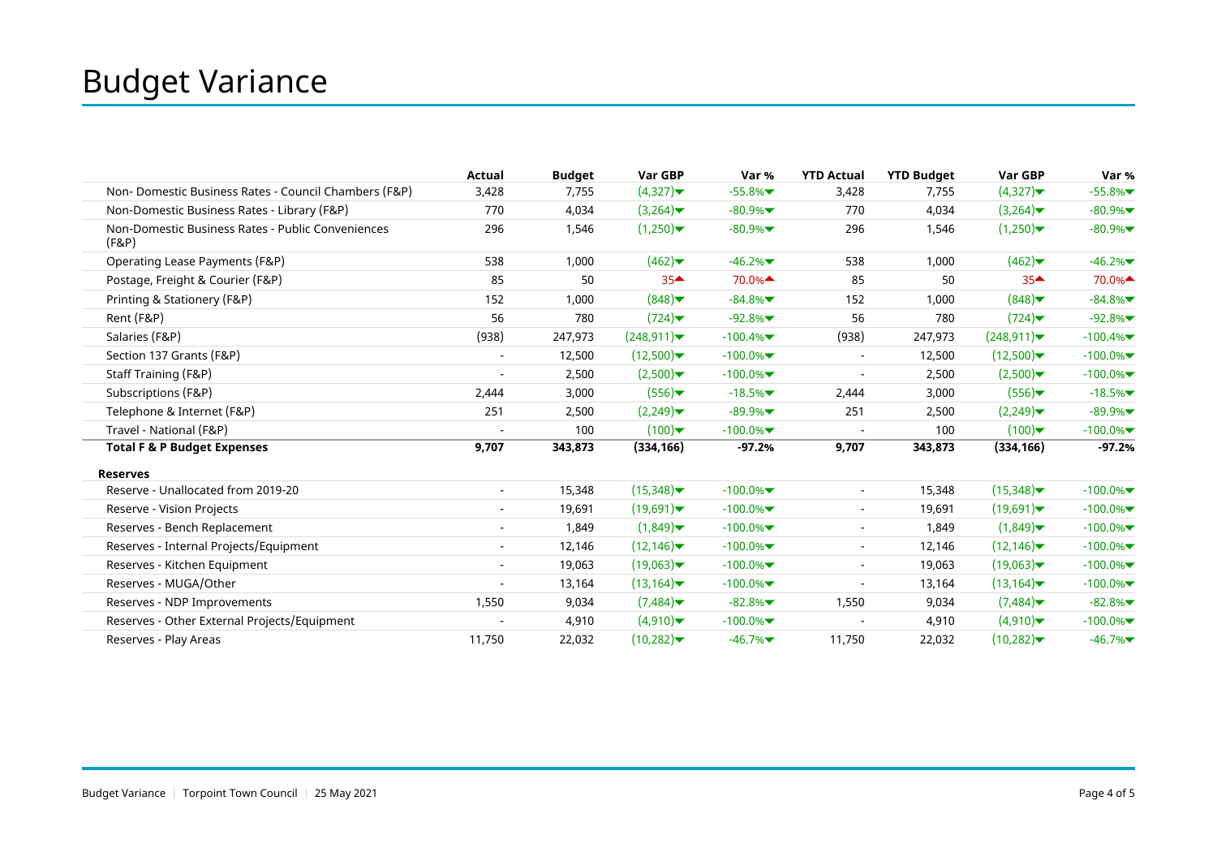# Budget Variance

| | Actual | Budget | Var GBP | Var % | YTD Actual | YTD Budget | Var GBP | Var % |
|---|---|---|---|---|---|---|---|---|
| Non- Domestic Business Rates - Council Chambers (F&P) | 3,428 | 7,755 | (4,327)▼ | -55.8%▼ | 3,428 | 7,755 | (4,327)▼ | -55.8%▼ |
| Non-Domestic Business Rates - Library (F&P) | 770 | 4,034 | (3,264)▼ | -80.9%▼ | 770 | 4,034 | (3,264)▼ | -80.9%▼ |
| Non-Domestic Business Rates - Public Conveniences (F&P) | 296 | 1,546 | (1,250)▼ | -80.9%▼ | 296 | 1,546 | (1,250)▼ | -80.9%▼ |
| Operating Lease Payments (F&P) | 538 | 1,000 | (462)▼ | -46.2%▼ | 538 | 1,000 | (462)▼ | -46.2%▼ |
| Postage, Freight & Courier (F&P) | 85 | 50 | 35▲ | 70.0%▲ | 85 | 50 | 35▲ | 70.0%▲ |
| Printing & Stationery (F&P) | 152 | 1,000 | (848)▼ | -84.8%▼ | 152 | 1,000 | (848)▼ | -84.8%▼ |
| Rent (F&P) | 56 | 780 | (724)▼ | -92.8%▼ | 56 | 780 | (724)▼ | -92.8%▼ |
| Salaries (F&P) | (938) | 247,973 | (248,911)▼ | -100.4%▼ | (938) | 247,973 | (248,911)▼ | -100.4%▼ |
| Section 137 Grants (F&P) | - | 12,500 | (12,500)▼ | -100.0%▼ | - | 12,500 | (12,500)▼ | -100.0%▼ |
| Staff Training (F&P) | - | 2,500 | (2,500)▼ | -100.0%▼ | - | 2,500 | (2,500)▼ | -100.0%▼ |
| Subscriptions (F&P) | 2,444 | 3,000 | (556)▼ | -18.5%▼ | 2,444 | 3,000 | (556)▼ | -18.5%▼ |
| Telephone & Internet (F&P) | 251 | 2,500 | (2,249)▼ | -89.9%▼ | 251 | 2,500 | (2,249)▼ | -89.9%▼ |
| Travel - National (F&P) | - | 100 | (100)▼ | -100.0%▼ | - | 100 | (100)▼ | -100.0%▼ |
| **Total F & P Budget Expenses** | **9,707** | **343,873** | **(334,166)** | **-97.2%** | **9,707** | **343,873** | **(334,166)** | **-97.2%** |
| **Reserves** | | | | | | | | |
| Reserve - Unallocated from 2019-20 | - | 15,348 | (15,348)▼ | -100.0%▼ | - | 15,348 | (15,348)▼ | -100.0%▼ |
| Reserve - Vision Projects | - | 19,691 | (19,691)▼ | -100.0%▼ | - | 19,691 | (19,691)▼ | -100.0%▼ |
| Reserves - Bench Replacement | - | 1,849 | (1,849)▼ | -100.0%▼ | - | 1,849 | (1,849)▼ | -100.0%▼ |
| Reserves - Internal Projects/Equipment | - | 12,146 | (12,146)▼ | -100.0%▼ | - | 12,146 | (12,146)▼ | -100.0%▼ |
| Reserves - Kitchen Equipment | - | 19,063 | (19,063)▼ | -100.0%▼ | - | 19,063 | (19,063)▼ | -100.0%▼ |
| Reserves - MUGA/Other | - | 13,164 | (13,164)▼ | -100.0%▼ | - | 13,164 | (13,164)▼ | -100.0%▼ |
| Reserves - NDP Improvements | 1,550 | 9,034 | (7,484)▼ | -82.8%▼ | 1,550 | 9,034 | (7,484)▼ | -82.8%▼ |
| Reserves - Other External Projects/Equipment | - | 4,910 | (4,910)▼ | -100.0%▼ | - | 4,910 | (4,910)▼ | -100.0%▼ |
| Reserves - Play Areas | 11,750 | 22,032 | (10,282)▼ | -46.7%▼ | 11,750 | 22,032 | (10,282)▼ | -46.7%▼ |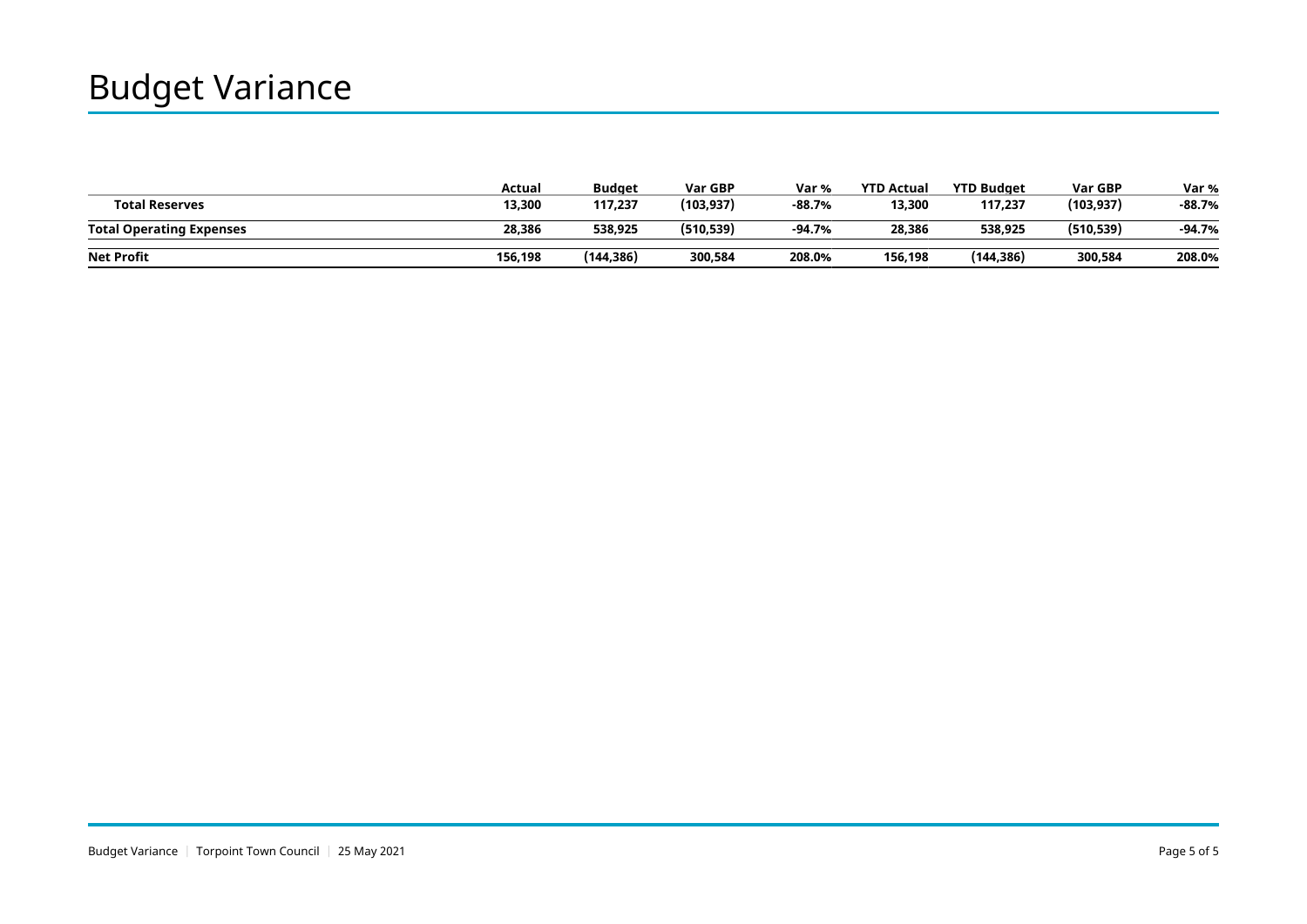# Budget Variance

| | Actual | Budget | Var GBP | Var % | YTD Actual | YTD Budget | Var GBP | Var % |
|---|---|---|---|---|---|---|---|---|
| **Total Reserves** | **13,300** | **117,237** | **(103,937)** | **-88.7%** | **13,300** | **117,237** | **(103,937)** | **-88.7%** |
| **Total Operating Expenses** | **28,386** | **538,925** | **(510,539)** | **-94.7%** | **28,386** | **538,925** | **(510,539)** | **-94.7%** |
| **Net Profit** | **156,198** | **(144,386)** | **300,584** | **208.0%** | **156,198** | **(144,386)** | **300,584** | **208.0%** |